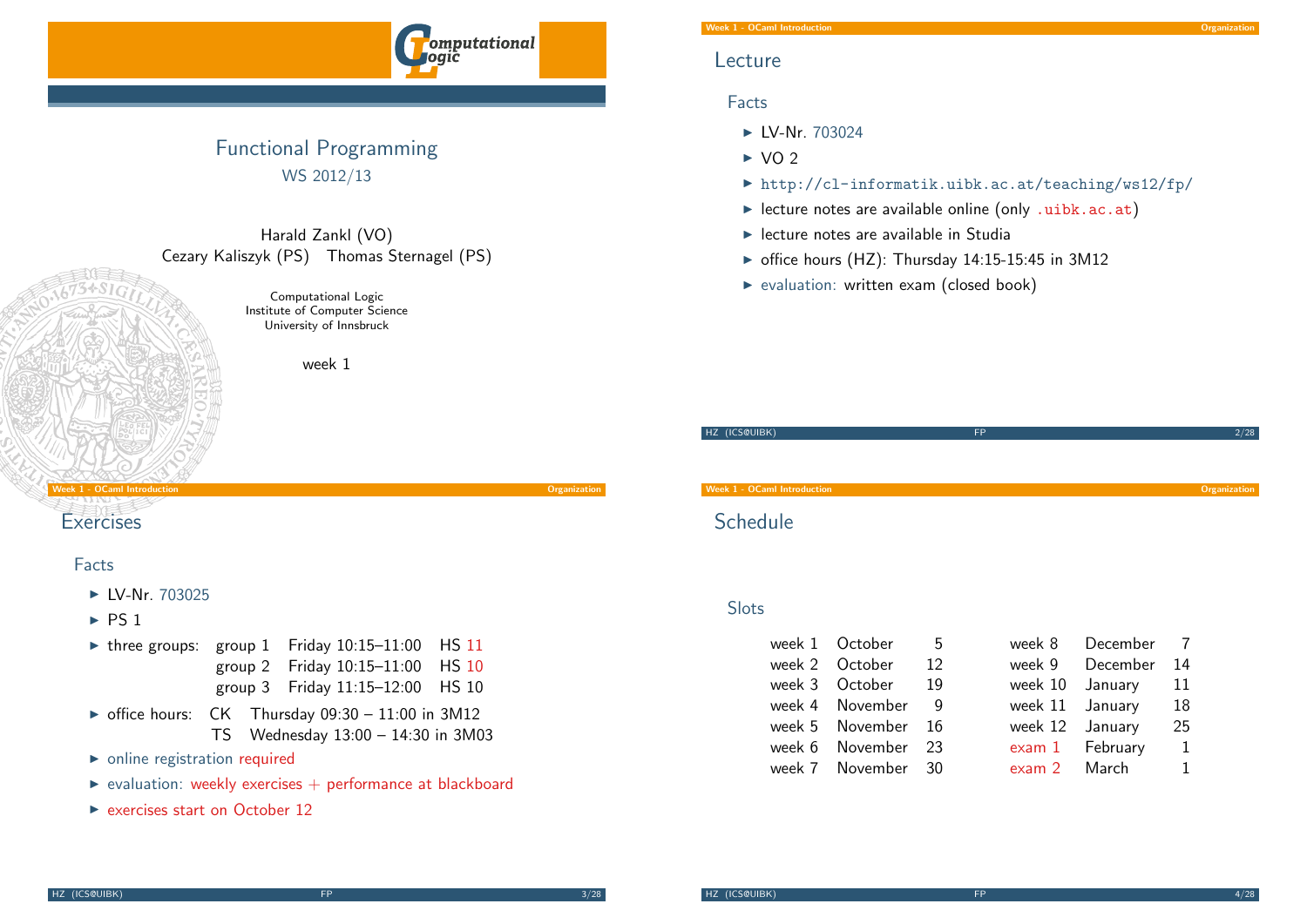# Functional Programming

WS 2012/13

Harald Zankl (VO)
Cezary Kaliszyk (PS) Thomas Sternagel (PS)

Computational Logic
Institute of Computer Science
University of Innsbruck

week 1

## Lecture

### Facts

- LV-Nr. 703024
- VO 2
- http://cl-informatik.uibk.ac.at/teaching/ws12/fp/
- lecture notes are available online (only .uibk.ac.at)
- lecture notes are available in Studia
- office hours (HZ): Thursday 14:15-15:45 in 3M12
- evaluation: written exam (closed book)

## Exercises

### Facts

- LV-Nr. 703025
- PS 1
- three groups:

| | | | |
|---|---|---|---|
| group 1 | Friday 10:15–11:00 | HS 11 |
| group 2 | Friday 10:15–11:00 | HS 10 |
| group 3 | Friday 11:15–12:00 | HS 10 |

- office hours:
  - CK Thursday 09:30 – 11:00 in 3M12
  - TS Wednesday 13:00 – 14:30 in 3M03
- online registration required
- evaluation: weekly exercises + performance at blackboard
- exercises start on October 12

## Schedule

### Slots

| | | | | | |
|---|---|---|---|---|---|
| week 1 | October 5 | | week 8 | December 7 |
| week 2 | October 12 | | week 9 | December 14 |
| week 3 | October 19 | | week 10 | January 11 |
| week 4 | November 9 | | week 11 | January 18 |
| week 5 | November 16 | | week 12 | January 25 |
| week 6 | November 23 | | exam 1 | February 1 |
| week 7 | November 30 | | exam 2 | March 1 |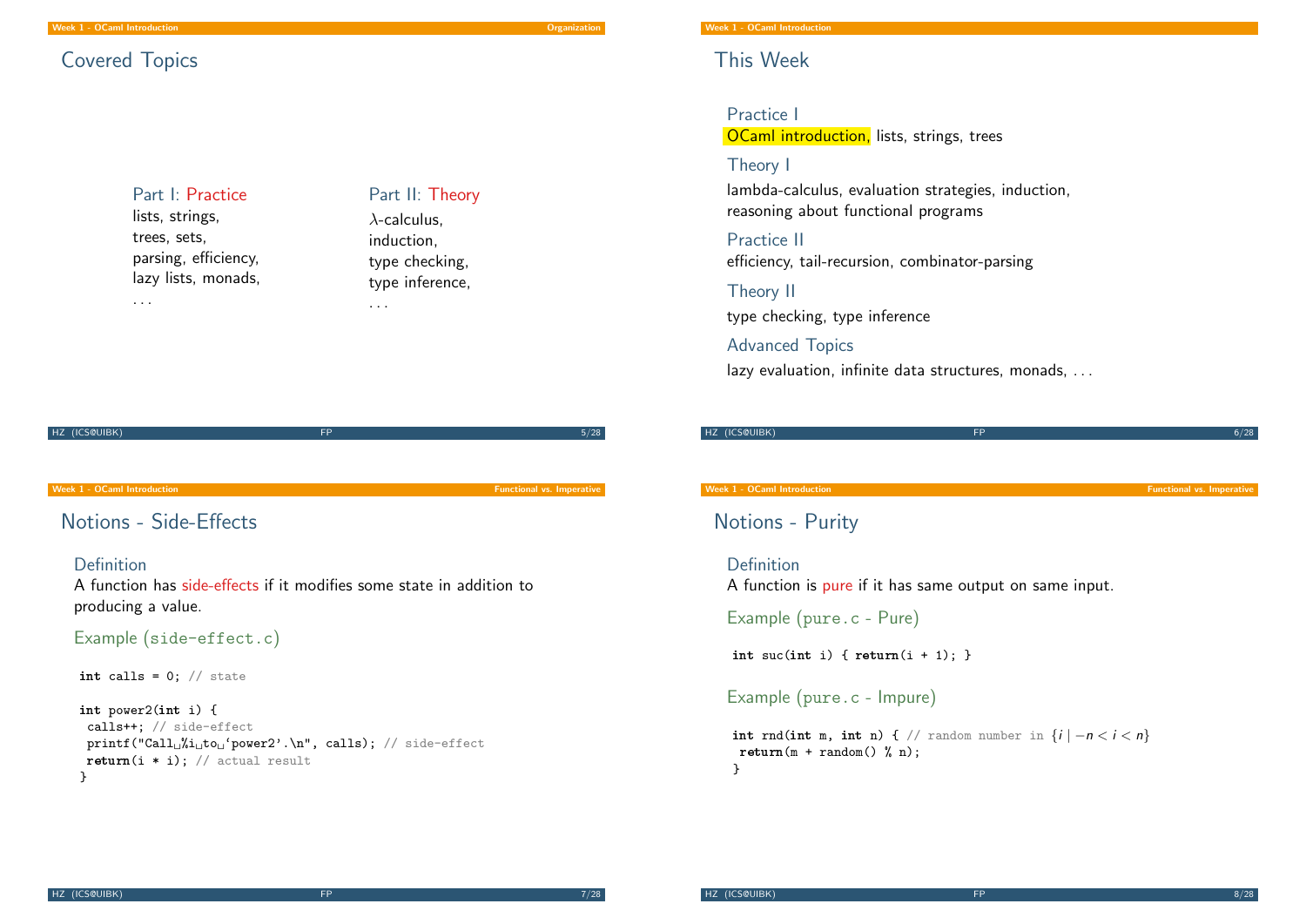## Covered Topics

**Part I: Practice**
lists, strings,
trees, sets,
parsing, efficiency,
lazy lists, monads,
...

**Part II: Theory**
$\lambda$-calculus,
induction,
type checking,
type inference,
...

## This Week

### Practice I
OCaml introduction, lists, strings, trees

### Theory I
lambda-calculus, evaluation strategies, induction,
reasoning about functional programs

### Practice II
efficiency, tail-recursion, combinator-parsing

### Theory II
type checking, type inference

### Advanced Topics
lazy evaluation, infinite data structures, monads, ...

## Notions - Side-Effects

### Definition
A function has side-effects if it modifies some state in addition to producing a value.

### Example (side-effect.c)

```
int calls = 0; // state

int power2(int i) {
 calls++; // side-effect
 printf("Call %i to 'power2'.\n", calls); // side-effect
 return(i * i); // actual result
}
```

## Notions - Purity

### Definition
A function is pure if it has same output on same input.

### Example (pure.c - Pure)

```
int suc(int i) { return(i + 1); }
```

### Example (pure.c - Impure)

```
int rnd(int m, int n) { // random number in {i | -n < i < n}
 return(m + random() % n);
}
```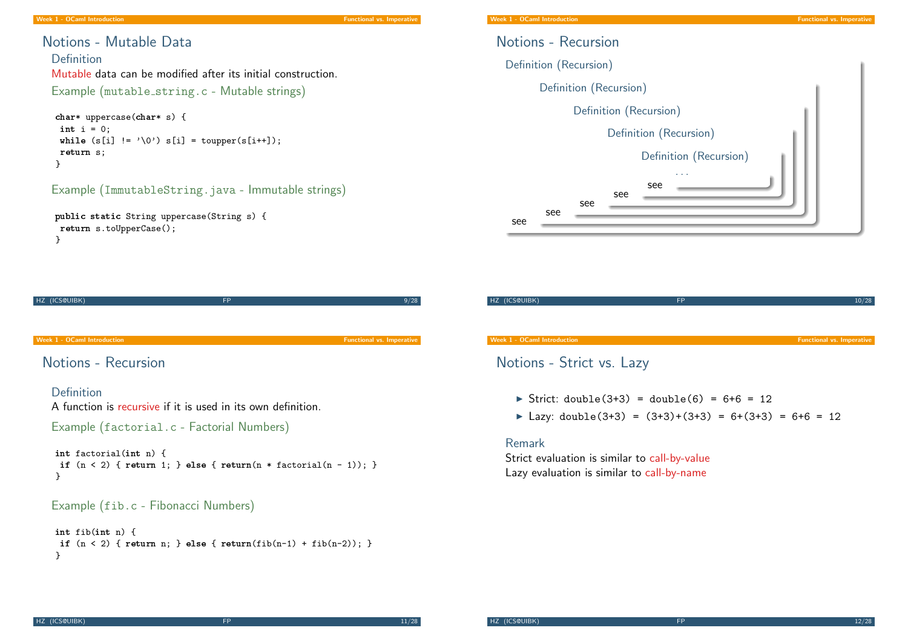## Notions - Mutable Data

**Definition**

Mutable data can be modified after its initial construction.

**Example (mutable_string.c - Mutable strings)**

```
char* uppercase(char* s) {
 int i = 0;
 while (s[i] != '\0') s[i] = toupper(s[i++]);
 return s;
}
```

**Example (ImmutableString.java - Immutable strings)**

```
public static String uppercase(String s) {
 return s.toUpperCase();
}
```

## Notions - Recursion

**Definition (Recursion)**

**Definition (Recursion)**

**Definition (Recursion)**

**Definition (Recursion)**

**Definition (Recursion)**

...

see

see

see

see

see

## Notions - Recursion

**Definition**

A function is recursive if it is used in its own definition.

**Example (factorial.c - Factorial Numbers)**

```
int factorial(int n) {
 if (n < 2) { return 1; } else { return(n * factorial(n - 1)); }
}
```

**Example (fib.c - Fibonacci Numbers)**

```
int fib(int n) {
 if (n < 2) { return n; } else { return(fib(n-1) + fib(n-2)); }
}
```

## Notions - Strict vs. Lazy

- Strict: `double(3+3) = double(6) = 6+6 = 12`
- Lazy: `double(3+3) = (3+3)+(3+3) = 6+(3+3) = 6+6 = 12`

**Remark**

Strict evaluation is similar to call-by-value
Lazy evaluation is similar to call-by-name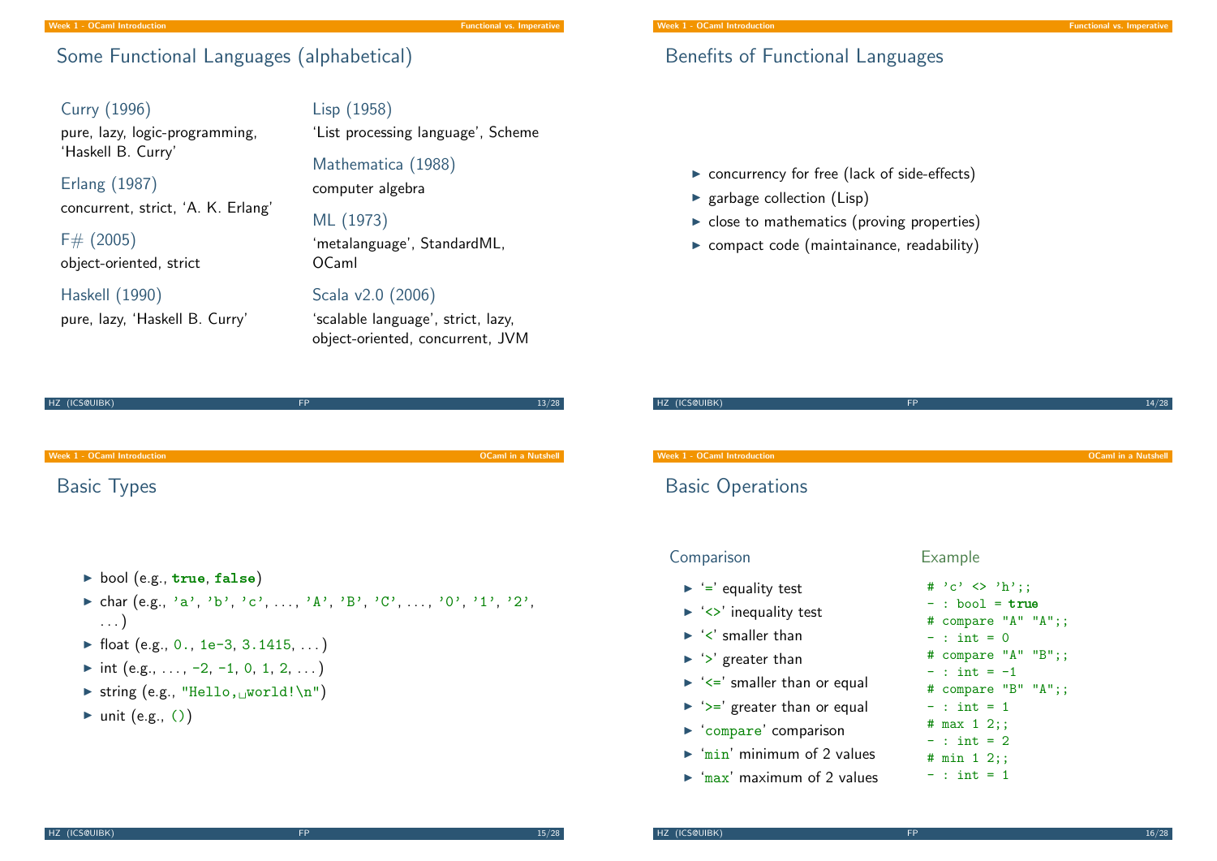## Some Functional Languages (alphabetical)

**Curry (1996)**
pure, lazy, logic-programming, 'Haskell B. Curry'

**Erlang (1987)**
concurrent, strict, 'A. K. Erlang'

**F# (2005)**
object-oriented, strict

**Haskell (1990)**
pure, lazy, 'Haskell B. Curry'

**Lisp (1958)**
'List processing language', Scheme

**Mathematica (1988)**
computer algebra

**ML (1973)**
'metalanguage', StandardML, OCaml

**Scala v2.0 (2006)**
'scalable language', strict, lazy, object-oriented, concurrent, JVM

## Benefits of Functional Languages

- concurrency for free (lack of side-effects)
- garbage collection (Lisp)
- close to mathematics (proving properties)
- compact code (maintainance, readability)

## Basic Types

- bool (e.g., **true**, **false**)
- char (e.g., 'a', 'b', 'c', ..., 'A', 'B', 'C', ..., '0', '1', '2', ...)
- float (e.g., 0., 1e-3, 3.1415, ...)
- int (e.g., ..., -2, -1, 0, 1, 2, ...)
- string (e.g., "Hello,␣world!\n")
- unit (e.g., ())

## Basic Operations

### Comparison

- '=' equality test
- '<>' inequality test
- '<' smaller than
- '>' greater than
- '<=' smaller than or equal
- '>=' greater than or equal
- 'compare' comparison
- 'min' minimum of 2 values
- 'max' maximum of 2 values

### Example

```
# 'c' <> 'h';;
- : bool = true
# compare "A" "A";;
- : int = 0
# compare "A" "B";;
- : int = -1
# compare "B" "A";;
- : int = 1
# max 1 2;;
- : int = 2
# min 1 2;;
- : int = 1
```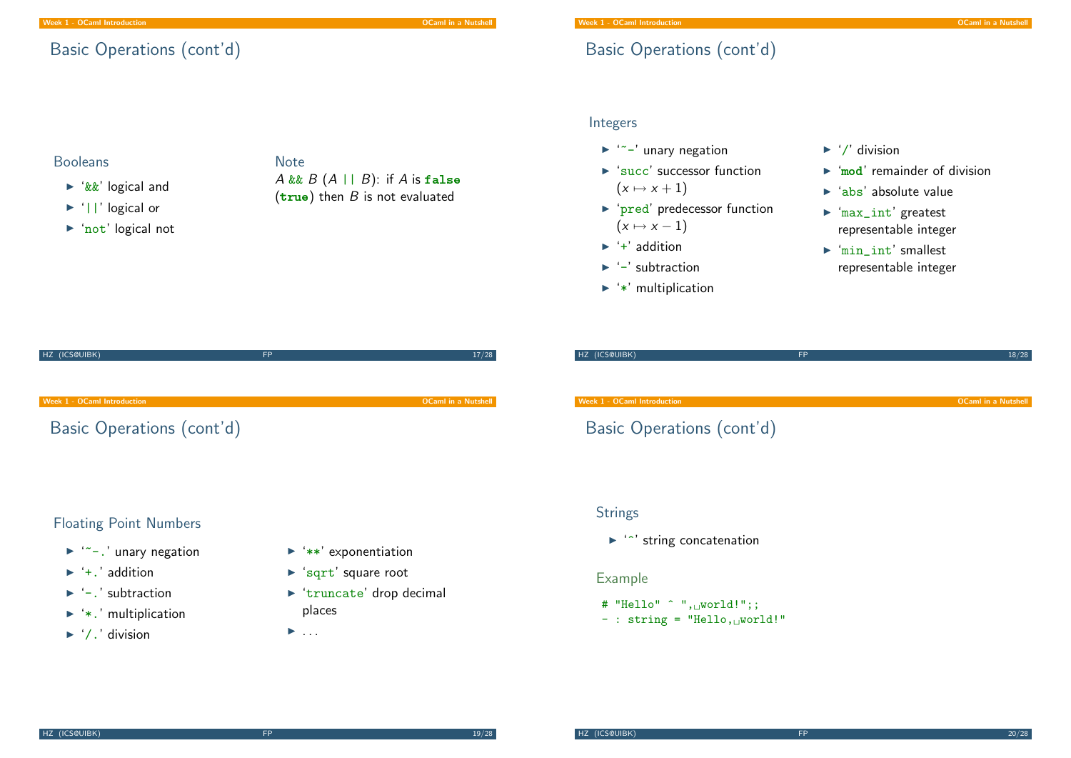## Basic Operations (cont'd)

### Booleans

- '`&&`' logical and
- '`||`' logical or
- '`not`' logical not

### Note

$A$ `&&` $B$ ($A$ `||` $B$): if $A$ is **`false`** (**`true`**) then $B$ is not evaluated

## Basic Operations (cont'd)

### Integers

- '`~-`' unary negation
- '`succ`' successor function ($x \mapsto x + 1$)
- '`pred`' predecessor function ($x \mapsto x - 1$)
- '`+`' addition
- '`-`' subtraction
- '`*`' multiplication
- '`/`' division
- '**`mod`**' remainder of division
- '`abs`' absolute value
- '`max_int`' greatest representable integer
- '`min_int`' smallest representable integer

## Basic Operations (cont'd)

### Floating Point Numbers

- '`~-.`' unary negation
- '`+.`' addition
- '`-.`' subtraction
- '`*.`' multiplication
- '`/.`' division
- '`**`' exponentiation
- '`sqrt`' square root
- '`truncate`' drop decimal places
- ...

## Basic Operations (cont'd)

### Strings

- '`^`' string concatenation

### Example

```
# "Hello" ^ ", world!";;
- : string = "Hello, world!"
```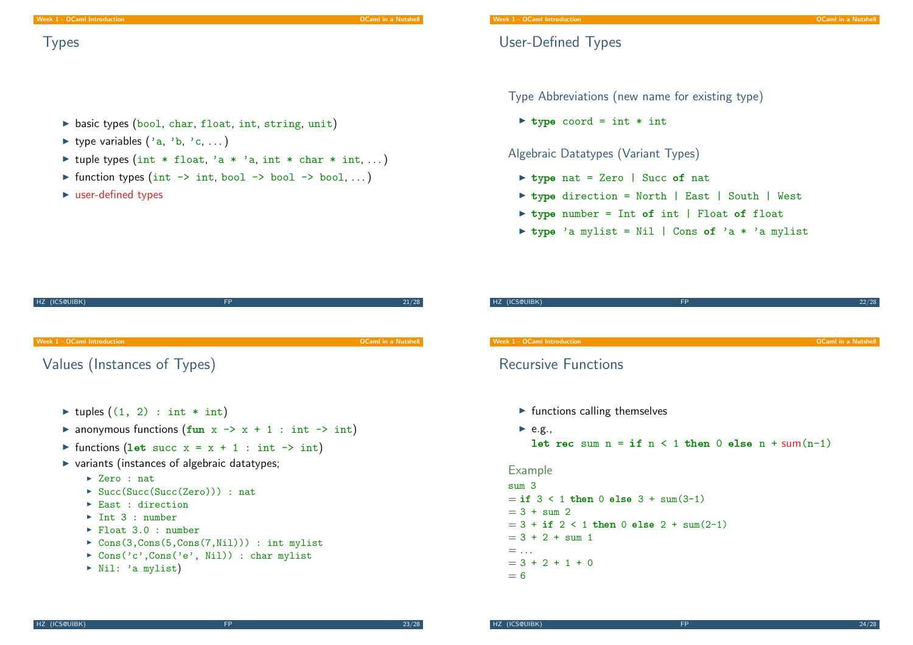## Types

- basic types (`bool`, `char`, `float`, `int`, `string`, `unit`)
- type variables (`'a`, `'b`, `'c`, ...)
- tuple types (`int * float`, `'a * 'a`, `int * char * int`, ...)
- function types (`int -> int`, `bool -> bool -> bool`, ...)
- user-defined types

## User-Defined Types

### Type Abbreviations (new name for existing type)

- `type coord = int * int`

### Algebraic Datatypes (Variant Types)

- `type nat = Zero | Succ of nat`
- `type direction = North | East | South | West`
- `type number = Int of int | Float of float`
- `type 'a mylist = Nil | Cons of 'a * 'a mylist`

## Values (Instances of Types)

- tuples (`(1, 2) : int * int`)
- anonymous functions (`fun x -> x + 1 : int -> int`)
- functions (`let succ x = x + 1 : int -> int`)
- variants (instances of algebraic datatypes;
  - `Zero : nat`
  - `Succ(Succ(Succ(Zero))) : nat`
  - `East : direction`
  - `Int 3 : number`
  - `Float 3.0 : number`
  - `Cons(3,Cons(5,Cons(7,Nil))) : int mylist`
  - `Cons('c',Cons('e', Nil)) : char mylist`
  - `Nil: 'a mylist`)

## Recursive Functions

- functions calling themselves
- e.g.,
  `let rec sum n = if n < 1 then 0 else n + sum(n-1)`

### Example

```
sum 3
= if 3 < 1 then 0 else 3 + sum(3-1)
= 3 + sum 2
= 3 + if 2 < 1 then 0 else 2 + sum(2-1)
= 3 + 2 + sum 1
= ...
= 3 + 2 + 1 + 0
= 6
```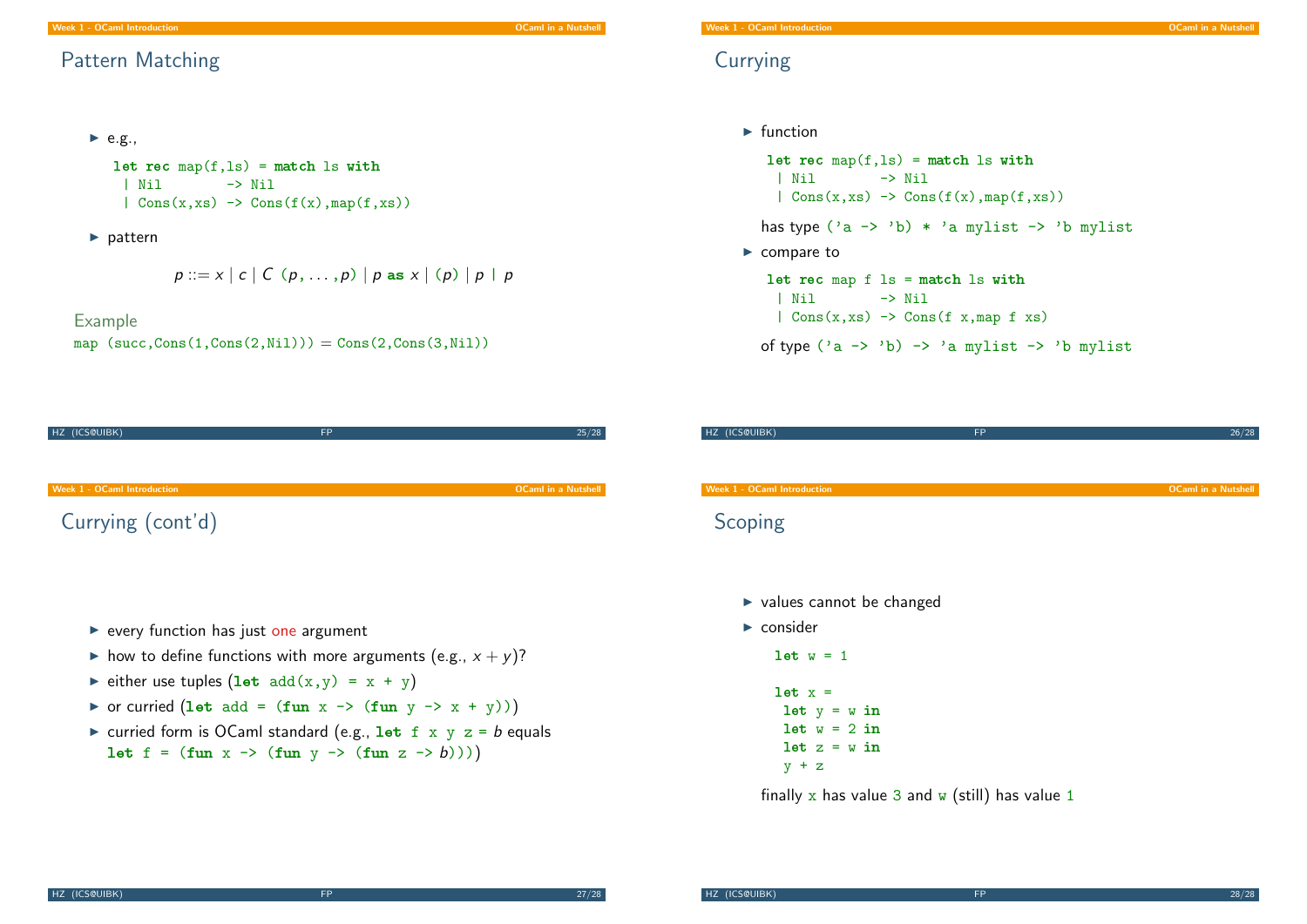## Pattern Matching

- e.g.,

```
let rec map(f,ls) = match ls with
  | Nil        -> Nil
  | Cons(x,xs) -> Cons(f(x),map(f,xs))
```

- pattern

$$p ::= x \mid c \mid C\ (p, \ldots, p) \mid p\ \textbf{as}\ x \mid (p) \mid p\ \mid\ p$$

### Example

`map (succ,Cons(1,Cons(2,Nil))) = Cons(2,Cons(3,Nil))`

## Currying

- function

```
let rec map(f,ls) = match ls with
  | Nil        -> Nil
  | Cons(x,xs) -> Cons(f(x),map(f,xs))
```

has type `('a -> 'b) * 'a mylist -> 'b mylist`

- compare to

```
let rec map f ls = match ls with
  | Nil        -> Nil
  | Cons(x,xs) -> Cons(f x,map f xs)
```

of type `('a -> 'b) -> 'a mylist -> 'b mylist`

## Currying (cont'd)

- every function has just one argument
- how to define functions with more arguments (e.g., $x + y$)?
- either use tuples (`let add(x,y) = x + y`)
- or curried (`let add = (fun x -> (fun y -> x + y))`)
- curried form is OCaml standard (e.g., `let f x y z =` *b* equals `let f = (fun x -> (fun y -> (fun z ->` *b*`)))`)

## Scoping

- values cannot be changed
- consider

```
let w = 1

let x =
  let y = w in
  let w = 2 in
  let z = w in
  y + z
```

finally `x` has value `3` and `w` (still) has value `1`